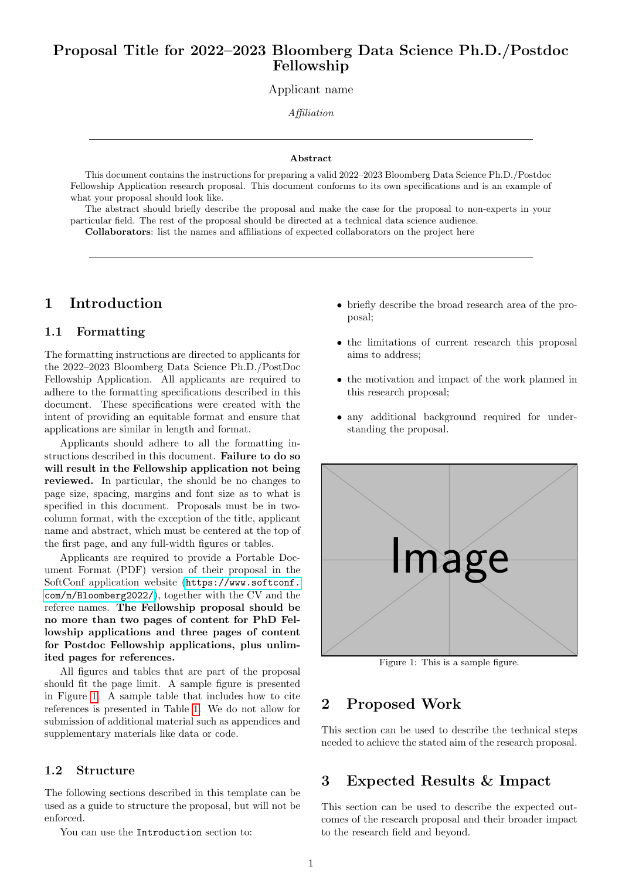# Proposal Title for 2022–2023 Bloomberg Data Science Ph.D./Postdoc Fellowship

Applicant name

*Affiliation*

---

**Abstract**

This document contains the instructions for preparing a valid 2022–2023 Bloomberg Data Science Ph.D./Postdoc Fellowship Application research proposal. This document conforms to its own specifications and is an example of what your proposal should look like.

The abstract should briefly describe the proposal and make the case for the proposal to non-experts in your particular field. The rest of the proposal should be directed at a technical data science audience.

**Collaborators**: list the names and affiliations of expected collaborators on the project here

---

## 1 Introduction

### 1.1 Formatting

The formatting instructions are directed to applicants for the 2022–2023 Bloomberg Data Science Ph.D./PostDoc Fellowship Application. All applicants are required to adhere to the formatting specifications described in this document. These specifications were created with the intent of providing an equitable format and ensure that applications are similar in length and format.

Applicants should adhere to all the formatting instructions described in this document. **Failure to do so will result in the Fellowship application not being reviewed.** In particular, the should be no changes to page size, spacing, margins and font size as to what is specified in this document. Proposals must be in two-column format, with the exception of the title, applicant name and abstract, which must be centered at the top of the first page, and any full-width figures or tables.

Applicants are required to provide a Portable Document Format (PDF) version of their proposal in the SoftConf application website (`https://www.softconf.com/m/Bloomberg2022/`), together with the CV and the referee names. **The Fellowship proposal should be no more than two pages of content for PhD Fellowship applications and three pages of content for Postdoc Fellowship applications, plus unlimited pages for references.**

All figures and tables that are part of the proposal should fit the page limit. A sample figure is presented in Figure 1. A sample table that includes how to cite references is presented in Table 1. We do not allow for submission of additional material such as appendices and supplementary materials like data or code.

### 1.2 Structure

The following sections described in this template can be used as a guide to structure the proposal, but will not be enforced.

You can use the `Introduction` section to:

- briefly describe the broad research area of the proposal;
- the limitations of current research this proposal aims to address;
- the motivation and impact of the work planned in this research proposal;
- any additional background required for understanding the proposal.

Image

Figure 1: This is a sample figure.

## 2 Proposed Work

This section can be used to describe the technical steps needed to achieve the stated aim of the research proposal.

## 3 Expected Results & Impact

This section can be used to describe the expected outcomes of the research proposal and their broader impact to the research field and beyond.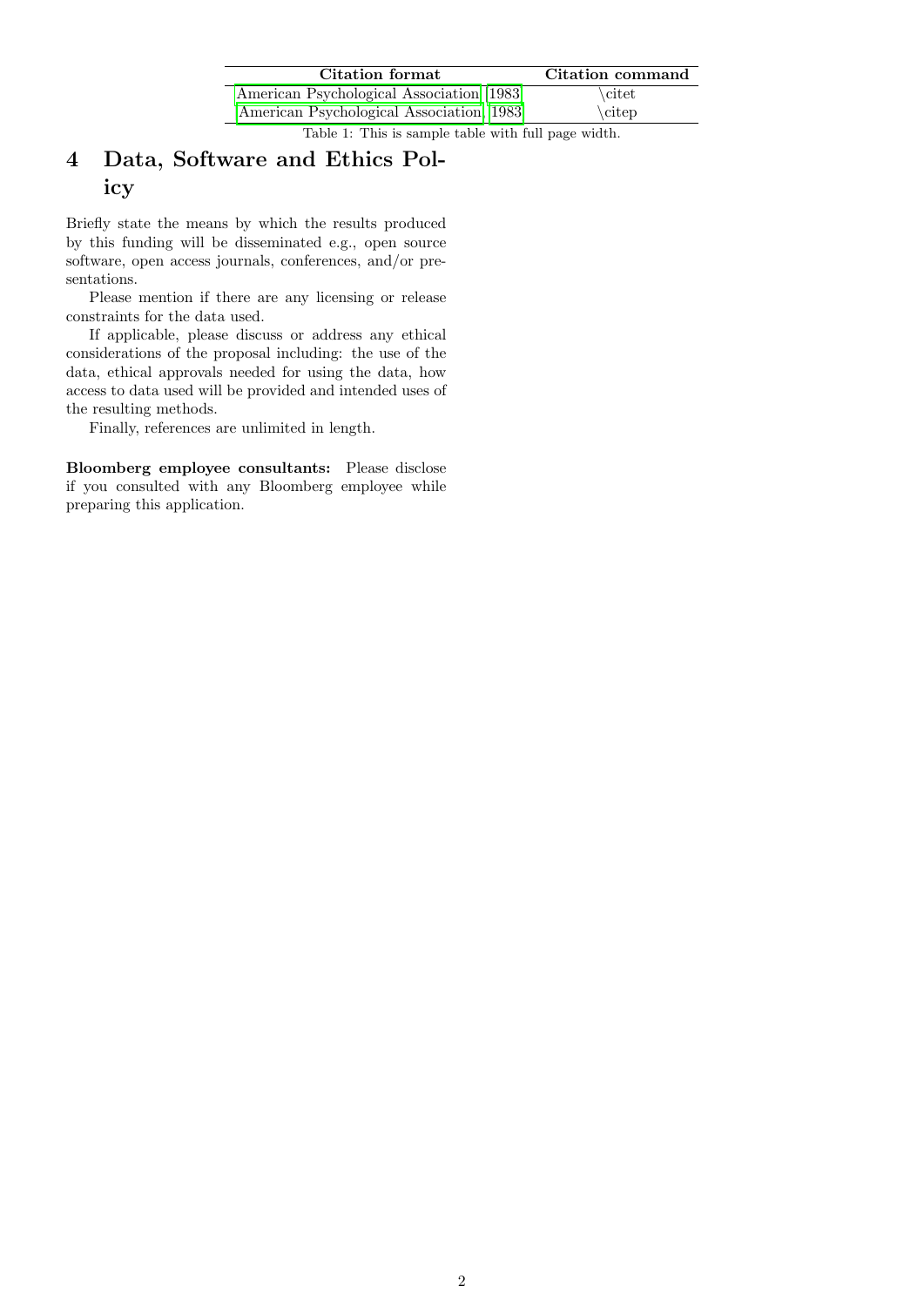| Citation format | Citation command |
| --- | --- |
| American Psychological Association 1983 | \citet |
| (American Psychological Association, 1983) | \citep |

Table 1: This is sample table with full page width.

## 4 Data, Software and Ethics Policy

Briefly state the means by which the results produced by this funding will be disseminated e.g., open source software, open access journals, conferences, and/or presentations.

Please mention if there are any licensing or release constraints for the data used.

If applicable, please discuss or address any ethical considerations of the proposal including: the use of the data, ethical approvals needed for using the data, how access to data used will be provided and intended uses of the resulting methods.

Finally, references are unlimited in length.

**Bloomberg employee consultants:** Please disclose if you consulted with any Bloomberg employee while preparing this application.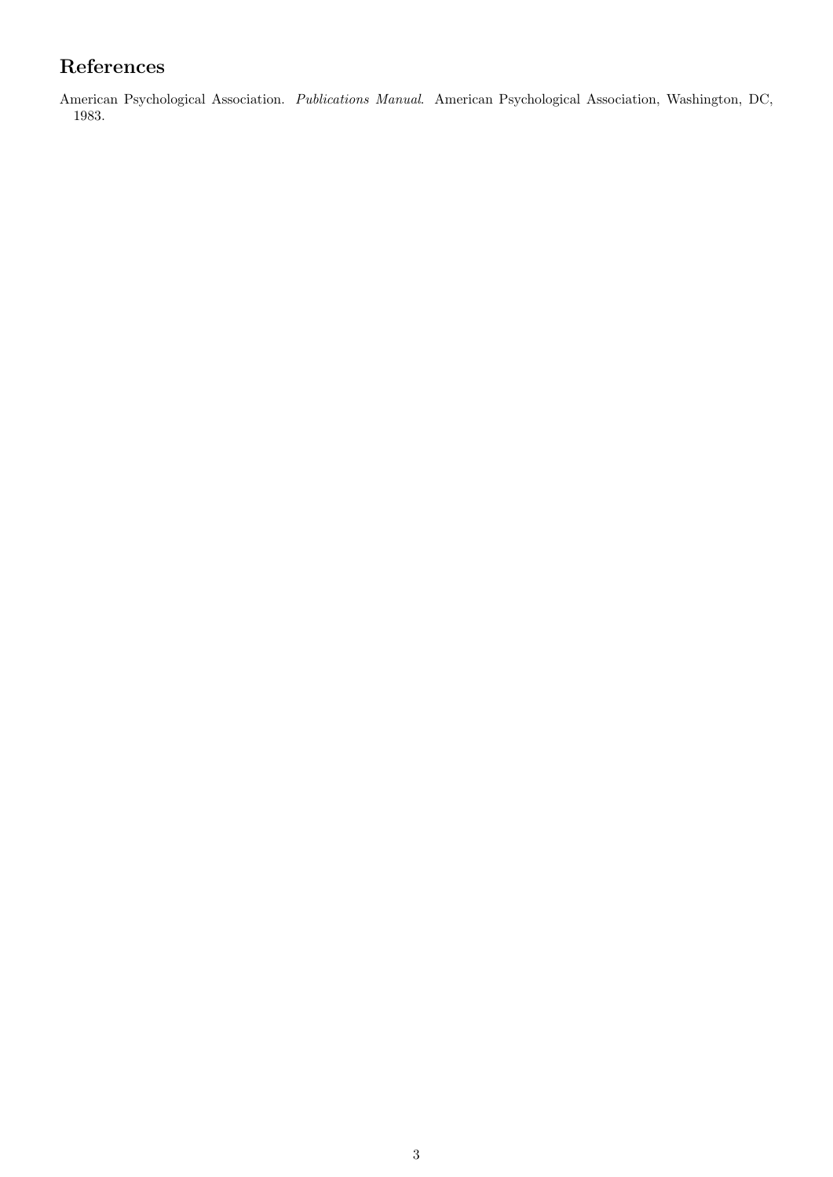## References

American Psychological Association. *Publications Manual*. American Psychological Association, Washington, DC, 1983.